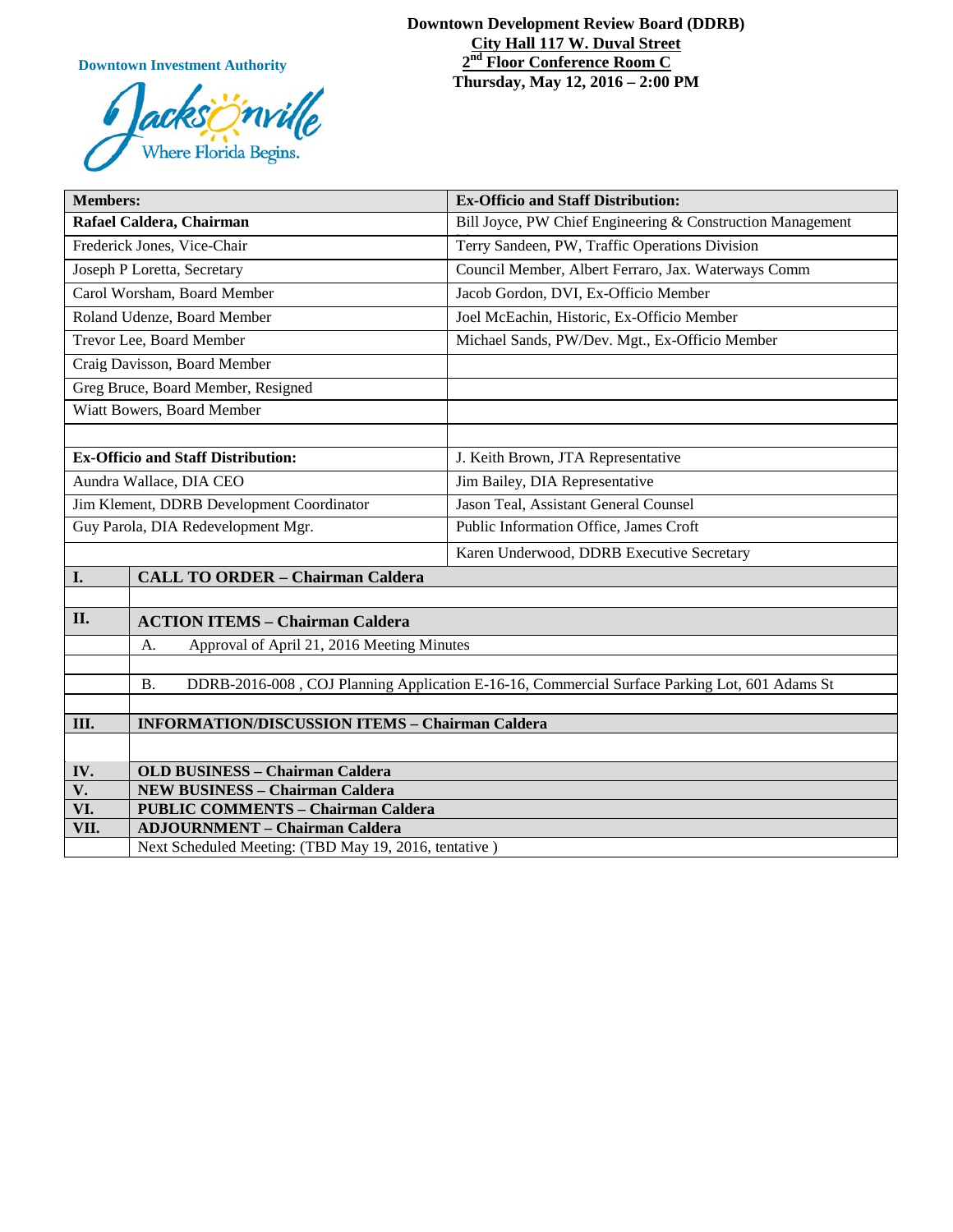**Downtown Investment Authority**

**Downtown Development Review Board (DDRB)**
**City Hall 117 W. Duval Street**
**2nd Floor Conference Room C**
**Thursday, May 12, 2016 – 2:00 PM**

| **Members:** | **Ex-Officio and Staff Distribution:** |
|---|---|
| **Rafael Caldera, Chairman** | Bill Joyce, PW Chief Engineering & Construction Management |
| Frederick Jones, Vice-Chair | Terry Sandeen, PW, Traffic Operations Division |
| Joseph P Loretta, Secretary | Council Member, Albert Ferraro, Jax. Waterways Comm |
| Carol Worsham, Board Member | Jacob Gordon, DVI, Ex-Officio Member |
| Roland Udenze, Board Member | Joel McEachin, Historic, Ex-Officio Member |
| Trevor Lee, Board Member | Michael Sands, PW/Dev. Mgt., Ex-Officio Member |
| Craig Davisson, Board Member | |
| Greg Bruce, Board Member, Resigned | |
| Wiatt Bowers, Board Member | |
| | |
| **Ex-Officio and Staff Distribution:** | J. Keith Brown, JTA Representative |
| Aundra Wallace, DIA CEO | Jim Bailey, DIA Representative |
| Jim Klement, DDRB Development Coordinator | Jason Teal, Assistant General Counsel |
| Guy Parola, DIA Redevelopment Mgr. | Public Information Office, James Croft |
| | Karen Underwood, DDRB Executive Secretary |

| | |
|---|---|
| **I.** | **CALL TO ORDER – Chairman Caldera** |
| | |
| **II.** | **ACTION ITEMS – Chairman Caldera** |
| | A. Approval of April 21, 2016 Meeting Minutes |
| | |
| | B. DDRB-2016-008 , COJ Planning Application E-16-16, Commercial Surface Parking Lot, 601 Adams St |
| | |
| **III.** | **INFORMATION/DISCUSSION ITEMS – Chairman Caldera** |
| | |
| **IV.** | **OLD BUSINESS – Chairman Caldera** |
| **V.** | **NEW BUSINESS – Chairman Caldera** |
| **VI.** | **PUBLIC COMMENTS – Chairman Caldera** |
| **VII.** | **ADJOURNMENT – Chairman Caldera** |
| | Next Scheduled Meeting: (TBD May 19, 2016, tentative ) |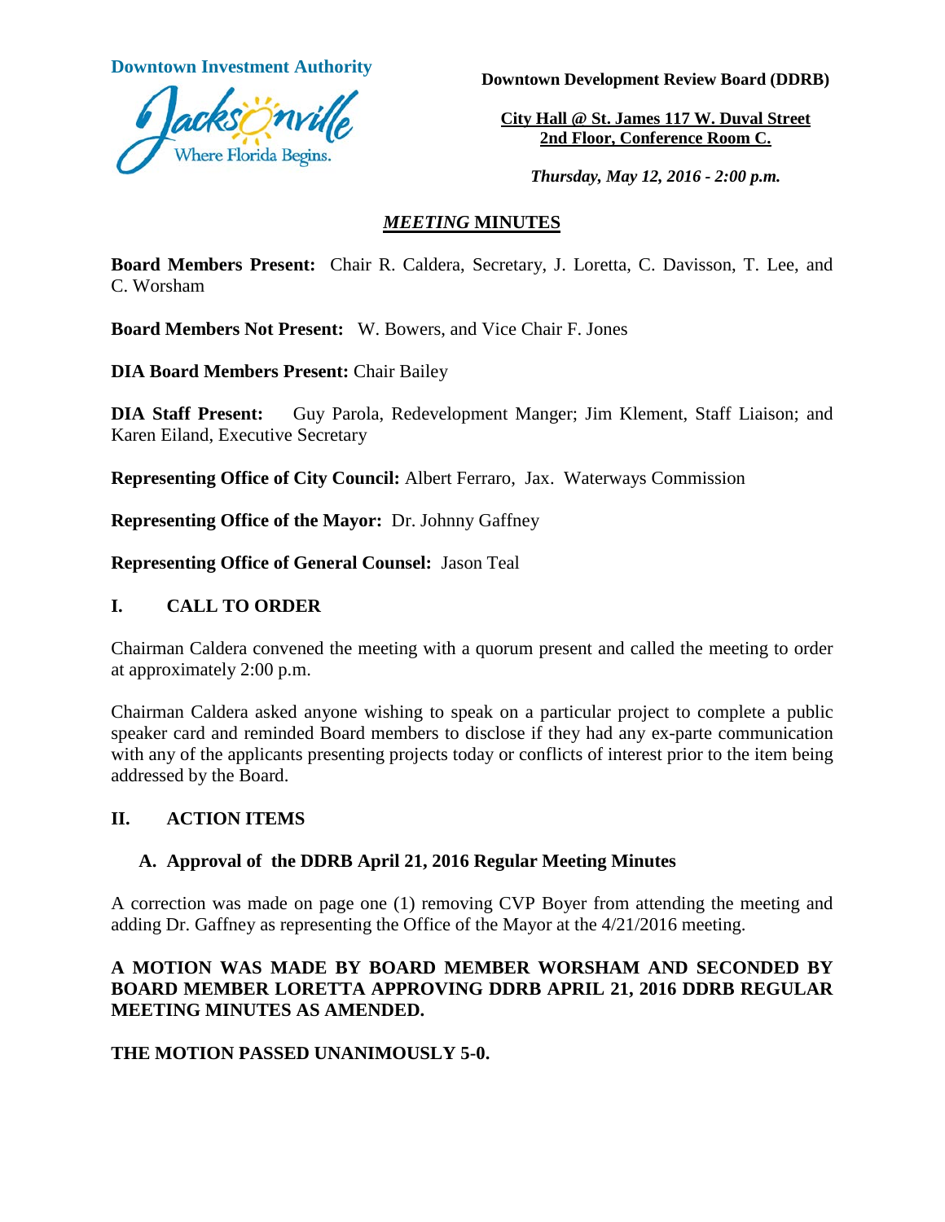Downtown Investment Authority

Downtown Development Review Board (DDRB)

City Hall @ St. James 117 W. Duval Street
2nd Floor, Conference Room C.

*Thursday, May 12, 2016 - 2:00 p.m.*

## *MEETING* MINUTES

**Board Members Present:** Chair R. Caldera, Secretary, J. Loretta, C. Davisson, T. Lee, and C. Worsham

**Board Members Not Present:** W. Bowers, and Vice Chair F. Jones

**DIA Board Members Present:** Chair Bailey

**DIA Staff Present:** Guy Parola, Redevelopment Manger; Jim Klement, Staff Liaison; and Karen Eiland, Executive Secretary

**Representing Office of City Council:** Albert Ferraro, Jax. Waterways Commission

**Representing Office of the Mayor:** Dr. Johnny Gaffney

**Representing Office of General Counsel:** Jason Teal

## I. CALL TO ORDER

Chairman Caldera convened the meeting with a quorum present and called the meeting to order at approximately 2:00 p.m.

Chairman Caldera asked anyone wishing to speak on a particular project to complete a public speaker card and reminded Board members to disclose if they had any ex-parte communication with any of the applicants presenting projects today or conflicts of interest prior to the item being addressed by the Board.

## II. ACTION ITEMS

### A. Approval of the DDRB April 21, 2016 Regular Meeting Minutes

A correction was made on page one (1) removing CVP Boyer from attending the meeting and adding Dr. Gaffney as representing the Office of the Mayor at the 4/21/2016 meeting.

**A MOTION WAS MADE BY BOARD MEMBER WORSHAM AND SECONDED BY BOARD MEMBER LORETTA APPROVING DDRB APRIL 21, 2016 DDRB REGULAR MEETING MINUTES AS AMENDED.**

**THE MOTION PASSED UNANIMOUSLY 5-0.**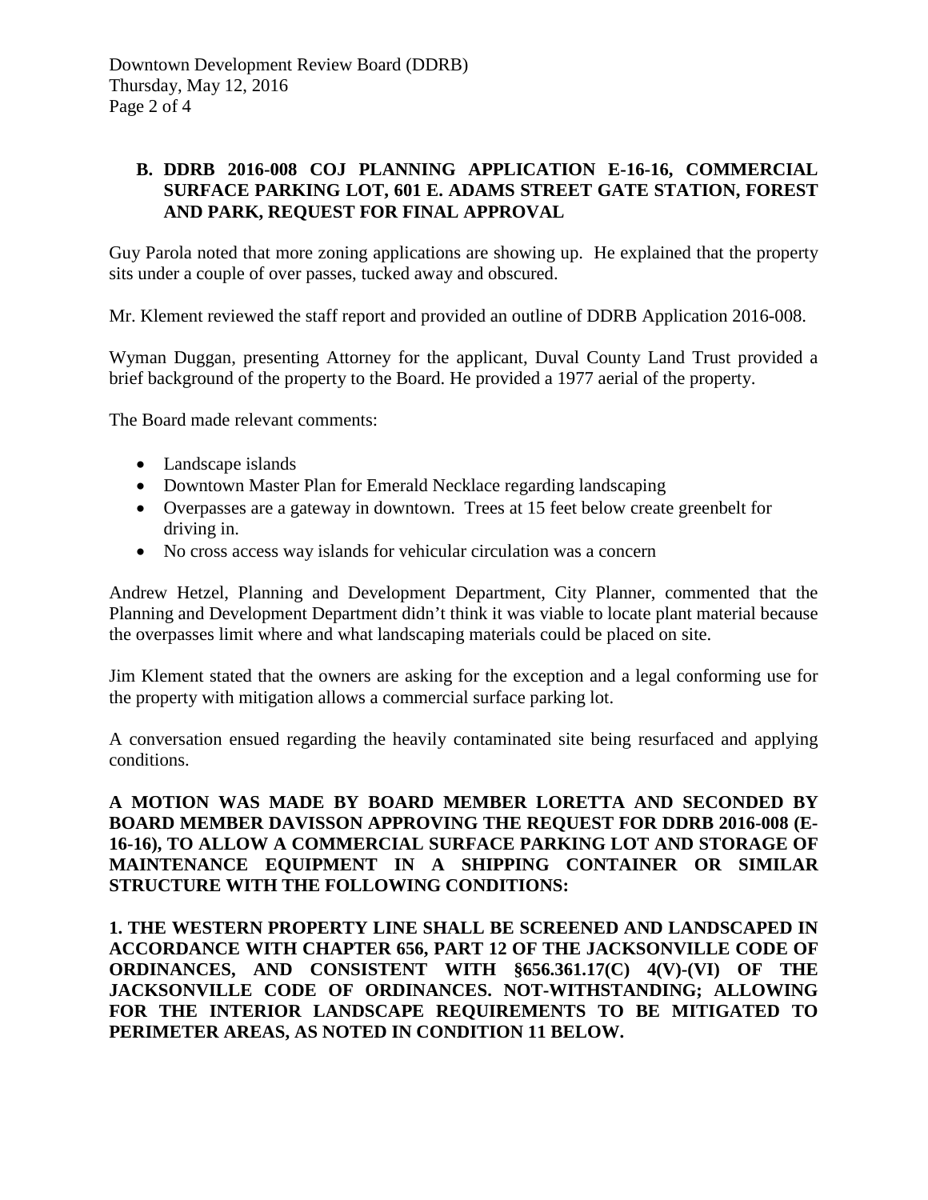**B. DDRB 2016-008 COJ PLANNING APPLICATION E-16-16, COMMERCIAL SURFACE PARKING LOT, 601 E. ADAMS STREET GATE STATION, FOREST AND PARK, REQUEST FOR FINAL APPROVAL**

Guy Parola noted that more zoning applications are showing up. He explained that the property sits under a couple of over passes, tucked away and obscured.

Mr. Klement reviewed the staff report and provided an outline of DDRB Application 2016-008.

Wyman Duggan, presenting Attorney for the applicant, Duval County Land Trust provided a brief background of the property to the Board. He provided a 1977 aerial of the property.

The Board made relevant comments:

- Landscape islands
- Downtown Master Plan for Emerald Necklace regarding landscaping
- Overpasses are a gateway in downtown. Trees at 15 feet below create greenbelt for driving in.
- No cross access way islands for vehicular circulation was a concern

Andrew Hetzel, Planning and Development Department, City Planner, commented that the Planning and Development Department didn't think it was viable to locate plant material because the overpasses limit where and what landscaping materials could be placed on site.

Jim Klement stated that the owners are asking for the exception and a legal conforming use for the property with mitigation allows a commercial surface parking lot.

A conversation ensued regarding the heavily contaminated site being resurfaced and applying conditions.

**A MOTION WAS MADE BY BOARD MEMBER LORETTA AND SECONDED BY BOARD MEMBER DAVISSON APPROVING THE REQUEST FOR DDRB 2016-008 (E-16-16), TO ALLOW A COMMERCIAL SURFACE PARKING LOT AND STORAGE OF MAINTENANCE EQUIPMENT IN A SHIPPING CONTAINER OR SIMILAR STRUCTURE WITH THE FOLLOWING CONDITIONS:**

**1. THE WESTERN PROPERTY LINE SHALL BE SCREENED AND LANDSCAPED IN ACCORDANCE WITH CHAPTER 656, PART 12 OF THE JACKSONVILLE CODE OF ORDINANCES, AND CONSISTENT WITH §656.361.17(C) 4(V)-(VI) OF THE JACKSONVILLE CODE OF ORDINANCES. NOT-WITHSTANDING; ALLOWING FOR THE INTERIOR LANDSCAPE REQUIREMENTS TO BE MITIGATED TO PERIMETER AREAS, AS NOTED IN CONDITION 11 BELOW.**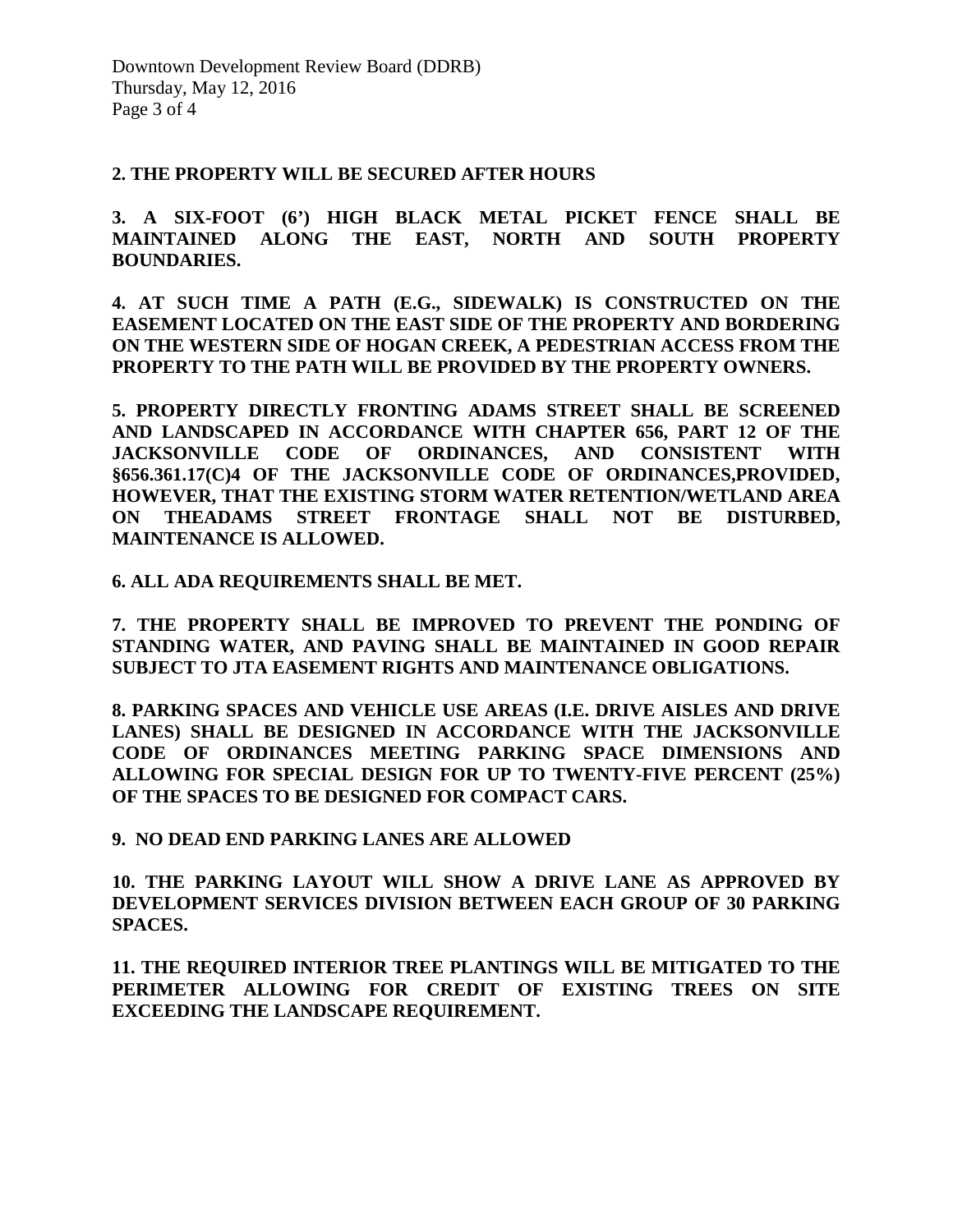**2. THE PROPERTY WILL BE SECURED AFTER HOURS**

**3. A SIX-FOOT (6') HIGH BLACK METAL PICKET FENCE SHALL BE MAINTAINED ALONG THE EAST, NORTH AND SOUTH PROPERTY BOUNDARIES.**

**4. AT SUCH TIME A PATH (E.G., SIDEWALK) IS CONSTRUCTED ON THE EASEMENT LOCATED ON THE EAST SIDE OF THE PROPERTY AND BORDERING ON THE WESTERN SIDE OF HOGAN CREEK, A PEDESTRIAN ACCESS FROM THE PROPERTY TO THE PATH WILL BE PROVIDED BY THE PROPERTY OWNERS.**

**5. PROPERTY DIRECTLY FRONTING ADAMS STREET SHALL BE SCREENED AND LANDSCAPED IN ACCORDANCE WITH CHAPTER 656, PART 12 OF THE JACKSONVILLE CODE OF ORDINANCES, AND CONSISTENT WITH §656.361.17(C)4 OF THE JACKSONVILLE CODE OF ORDINANCES,PROVIDED, HOWEVER, THAT THE EXISTING STORM WATER RETENTION/WETLAND AREA ON THEADAMS STREET FRONTAGE SHALL NOT BE DISTURBED, MAINTENANCE IS ALLOWED.**

**6. ALL ADA REQUIREMENTS SHALL BE MET.**

**7. THE PROPERTY SHALL BE IMPROVED TO PREVENT THE PONDING OF STANDING WATER, AND PAVING SHALL BE MAINTAINED IN GOOD REPAIR SUBJECT TO JTA EASEMENT RIGHTS AND MAINTENANCE OBLIGATIONS.**

**8. PARKING SPACES AND VEHICLE USE AREAS (I.E. DRIVE AISLES AND DRIVE LANES) SHALL BE DESIGNED IN ACCORDANCE WITH THE JACKSONVILLE CODE OF ORDINANCES MEETING PARKING SPACE DIMENSIONS AND ALLOWING FOR SPECIAL DESIGN FOR UP TO TWENTY-FIVE PERCENT (25%) OF THE SPACES TO BE DESIGNED FOR COMPACT CARS.**

**9. NO DEAD END PARKING LANES ARE ALLOWED**

**10. THE PARKING LAYOUT WILL SHOW A DRIVE LANE AS APPROVED BY DEVELOPMENT SERVICES DIVISION BETWEEN EACH GROUP OF 30 PARKING SPACES.**

**11. THE REQUIRED INTERIOR TREE PLANTINGS WILL BE MITIGATED TO THE PERIMETER ALLOWING FOR CREDIT OF EXISTING TREES ON SITE EXCEEDING THE LANDSCAPE REQUIREMENT.**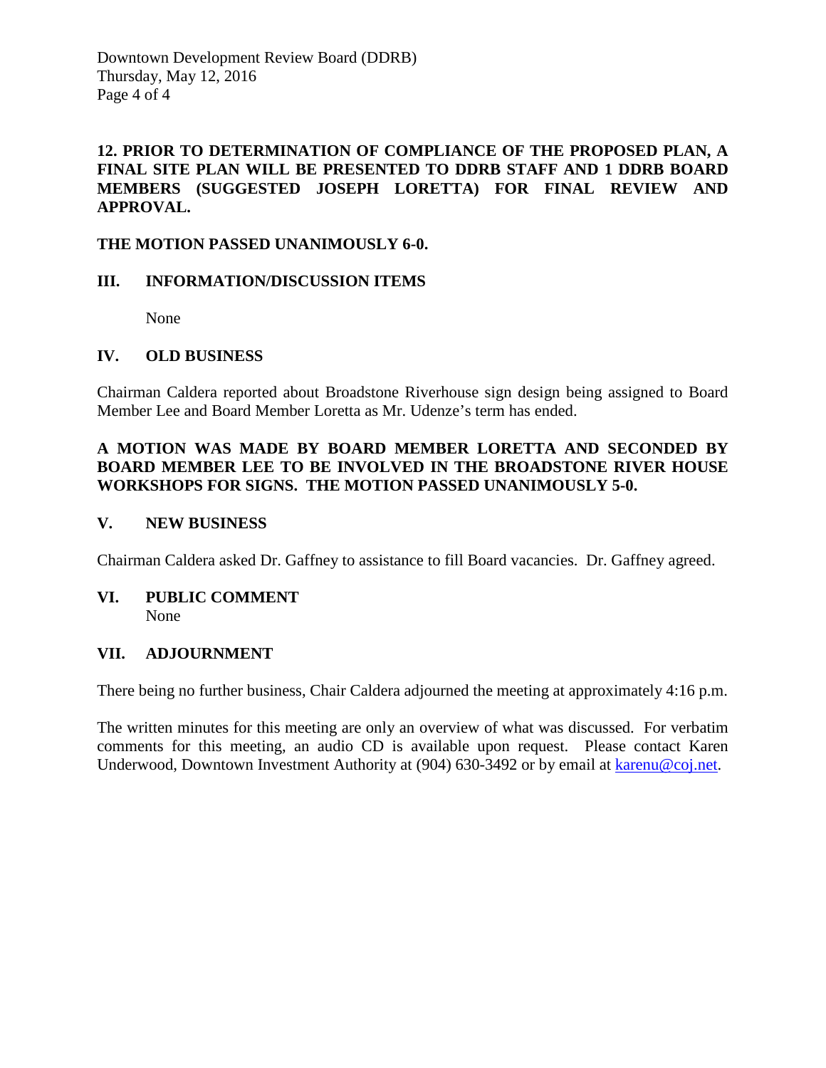**12. PRIOR TO DETERMINATION OF COMPLIANCE OF THE PROPOSED PLAN, A FINAL SITE PLAN WILL BE PRESENTED TO DDRB STAFF AND 1 DDRB BOARD MEMBERS (SUGGESTED JOSEPH LORETTA) FOR FINAL REVIEW AND APPROVAL.**

**THE MOTION PASSED UNANIMOUSLY 6-0.**

## III. INFORMATION/DISCUSSION ITEMS

None

## IV. OLD BUSINESS

Chairman Caldera reported about Broadstone Riverhouse sign design being assigned to Board Member Lee and Board Member Loretta as Mr. Udenze's term has ended.

**A MOTION WAS MADE BY BOARD MEMBER LORETTA AND SECONDED BY BOARD MEMBER LEE TO BE INVOLVED IN THE BROADSTONE RIVER HOUSE WORKSHOPS FOR SIGNS. THE MOTION PASSED UNANIMOUSLY 5-0.**

## V. NEW BUSINESS

Chairman Caldera asked Dr. Gaffney to assistance to fill Board vacancies. Dr. Gaffney agreed.

## VI. PUBLIC COMMENT

None

## VII. ADJOURNMENT

There being no further business, Chair Caldera adjourned the meeting at approximately 4:16 p.m.

The written minutes for this meeting are only an overview of what was discussed. For verbatim comments for this meeting, an audio CD is available upon request. Please contact Karen Underwood, Downtown Investment Authority at (904) 630-3492 or by email at karenu@coj.net.